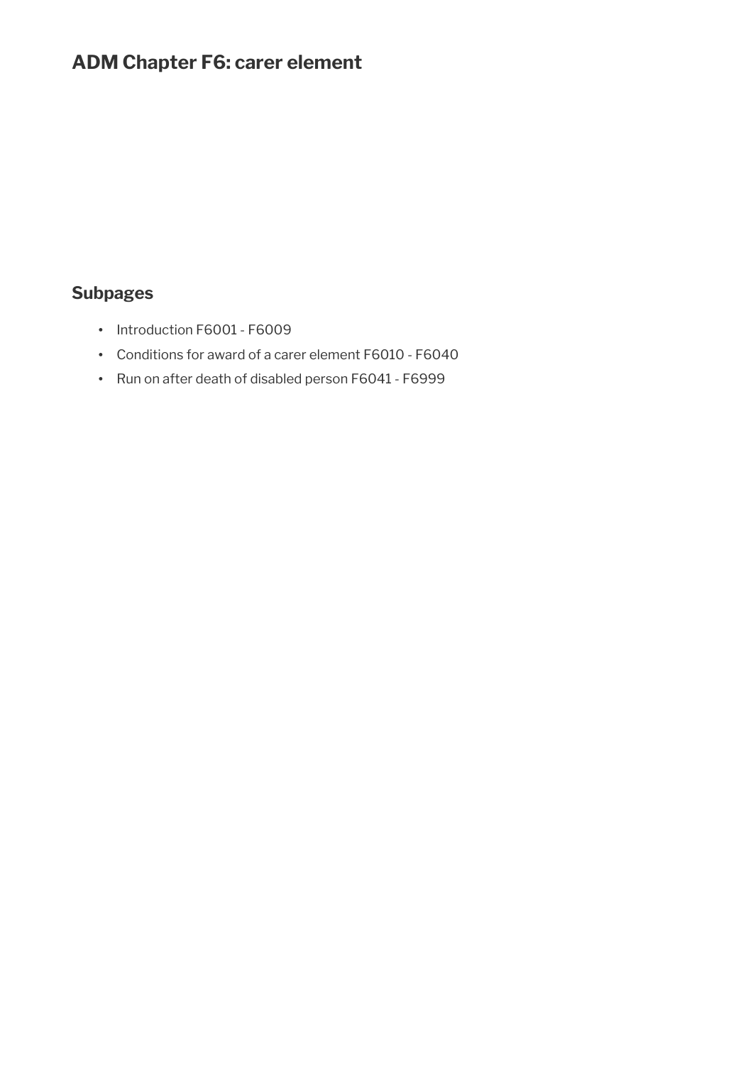# ADM Chapter F6: carer element

## Subpages

- Introduction F6001 - F6009
- Conditions for award of a carer element F6010 - F6040
- Run on after death of disabled person F6041 - F6999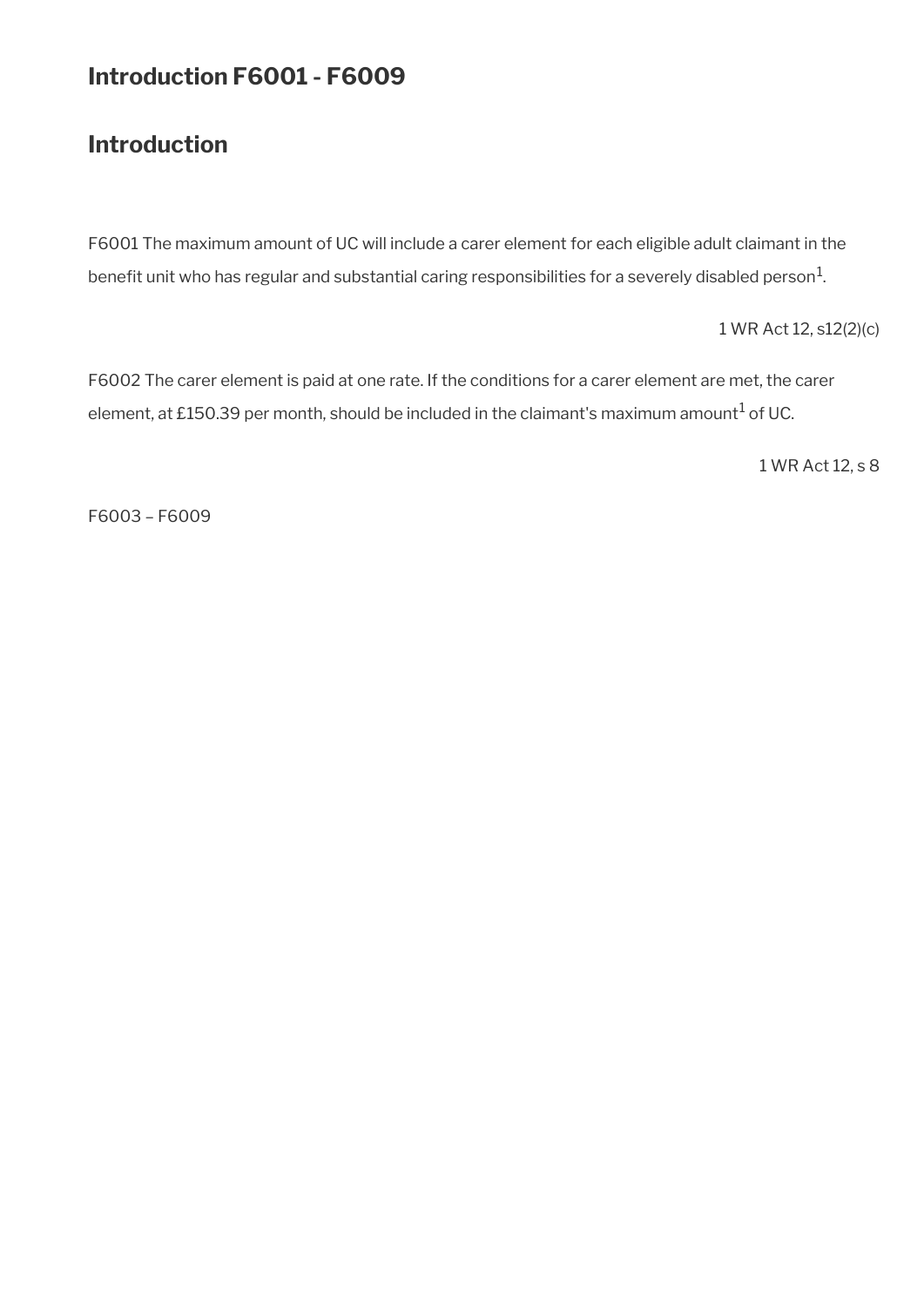# Introduction F6001 - F6009

## Introduction

F6001 The maximum amount of UC will include a carer element for each eligible adult claimant in the benefit unit who has regular and substantial caring responsibilities for a severely disabled person[1].

1 WR Act 12, s12(2)(c)

F6002 The carer element is paid at one rate. If the conditions for a carer element are met, the carer element, at £150.39 per month, should be included in the claimant's maximum amount[1] of UC.

1 WR Act 12, s 8

F6003 – F6009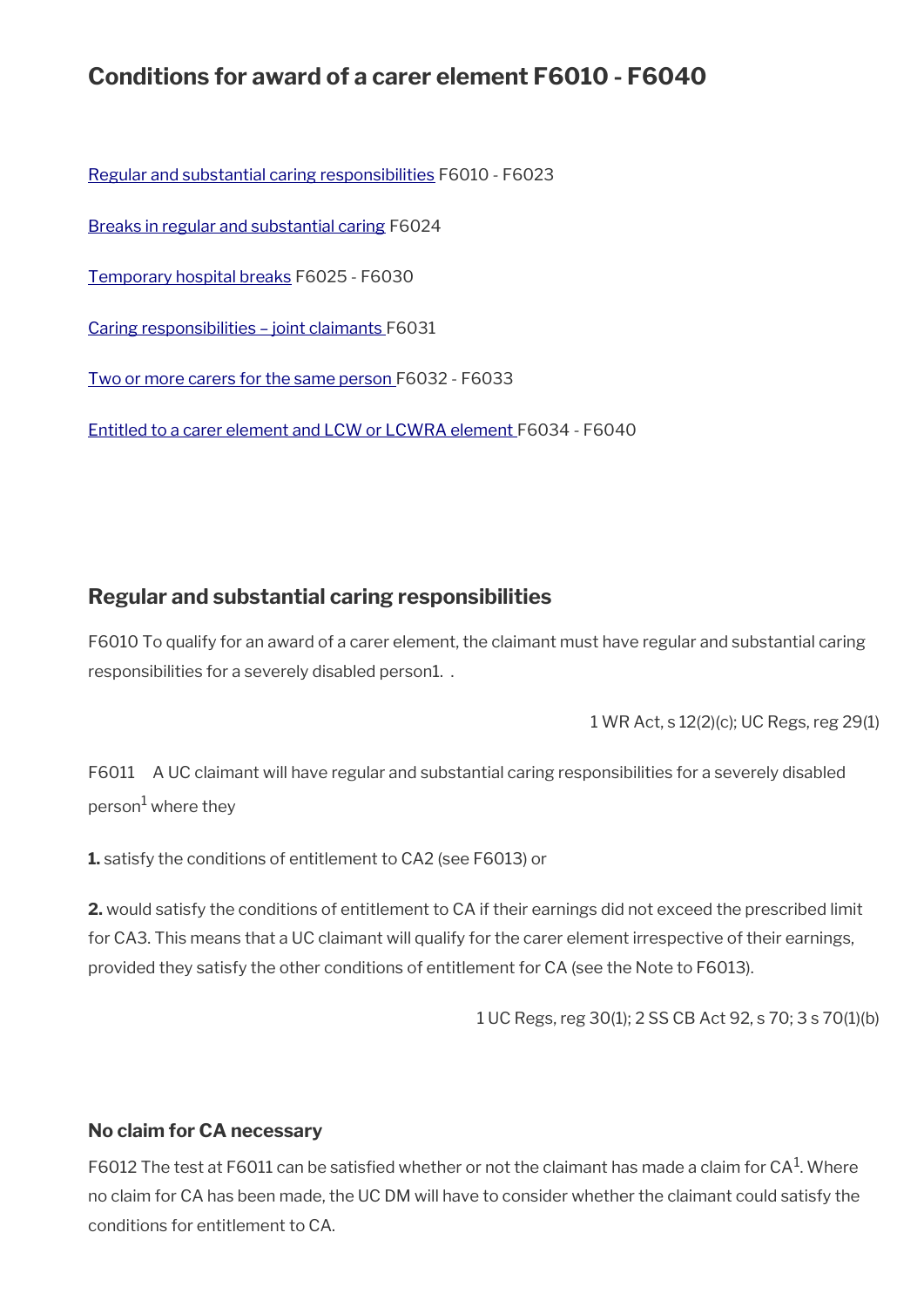# Conditions for award of a carer element F6010 - F6040

[Regular and substantial caring responsibilities](#) F6010 - F6023

[Breaks in regular and substantial caring](#) F6024

[Temporary hospital breaks](#) F6025 - F6030

[Caring responsibilities – joint claimants](#) F6031

[Two or more carers for the same person](#) F6032 - F6033

[Entitled to a carer element and LCW or LCWRA element](#) F6034 - F6040

## Regular and substantial caring responsibilities

F6010 To qualify for an award of a carer element, the claimant must have regular and substantial caring responsibilities for a severely disabled person1. .

1 WR Act, s 12(2)(c); UC Regs, reg 29(1)

F6011 A UC claimant will have regular and substantial caring responsibilities for a severely disabled person[1] where they

**1.** satisfy the conditions of entitlement to CA2 (see F6013) or

**2.** would satisfy the conditions of entitlement to CA if their earnings did not exceed the prescribed limit for CA3. This means that a UC claimant will qualify for the carer element irrespective of their earnings, provided they satisfy the other conditions of entitlement for CA (see the Note to F6013).

1 UC Regs, reg 30(1); 2 SS CB Act 92, s 70; 3 s 70(1)(b)

### No claim for CA necessary

F6012 The test at F6011 can be satisfied whether or not the claimant has made a claim for CA[1]. Where no claim for CA has been made, the UC DM will have to consider whether the claimant could satisfy the conditions for entitlement to CA.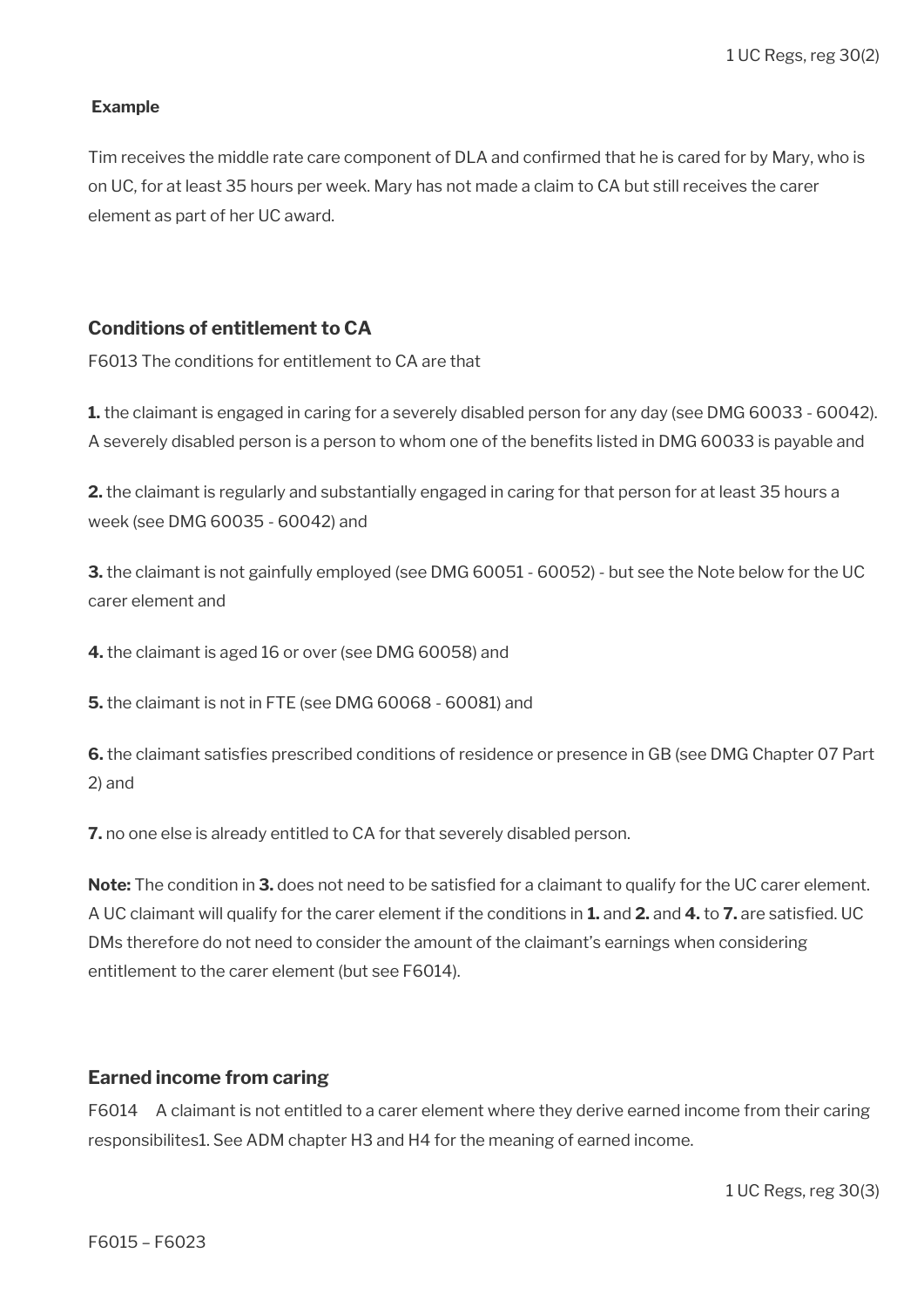1 UC Regs, reg 30(2)

**Example**

Tim receives the middle rate care component of DLA and confirmed that he is cared for by Mary, who is on UC, for at least 35 hours per week. Mary has not made a claim to CA but still receives the carer element as part of her UC award.

### Conditions of entitlement to CA

F6013 The conditions for entitlement to CA are that

**1.** the claimant is engaged in caring for a severely disabled person for any day (see DMG 60033 - 60042). A severely disabled person is a person to whom one of the benefits listed in DMG 60033 is payable and

**2.** the claimant is regularly and substantially engaged in caring for that person for at least 35 hours a week (see DMG 60035 - 60042) and

**3.** the claimant is not gainfully employed (see DMG 60051 - 60052) - but see the Note below for the UC carer element and

**4.** the claimant is aged 16 or over (see DMG 60058) and

**5.** the claimant is not in FTE (see DMG 60068 - 60081) and

**6.** the claimant satisfies prescribed conditions of residence or presence in GB (see DMG Chapter 07 Part 2) and

**7.** no one else is already entitled to CA for that severely disabled person.

**Note:** The condition in **3.** does not need to be satisfied for a claimant to qualify for the UC carer element. A UC claimant will qualify for the carer element if the conditions in **1.** and **2.** and **4.** to **7.** are satisfied. UC DMs therefore do not need to consider the amount of the claimant's earnings when considering entitlement to the carer element (but see F6014).

### Earned income from caring

F6014 A claimant is not entitled to a carer element where they derive earned income from their caring responsibilites1. See ADM chapter H3 and H4 for the meaning of earned income.

1 UC Regs, reg 30(3)

F6015 – F6023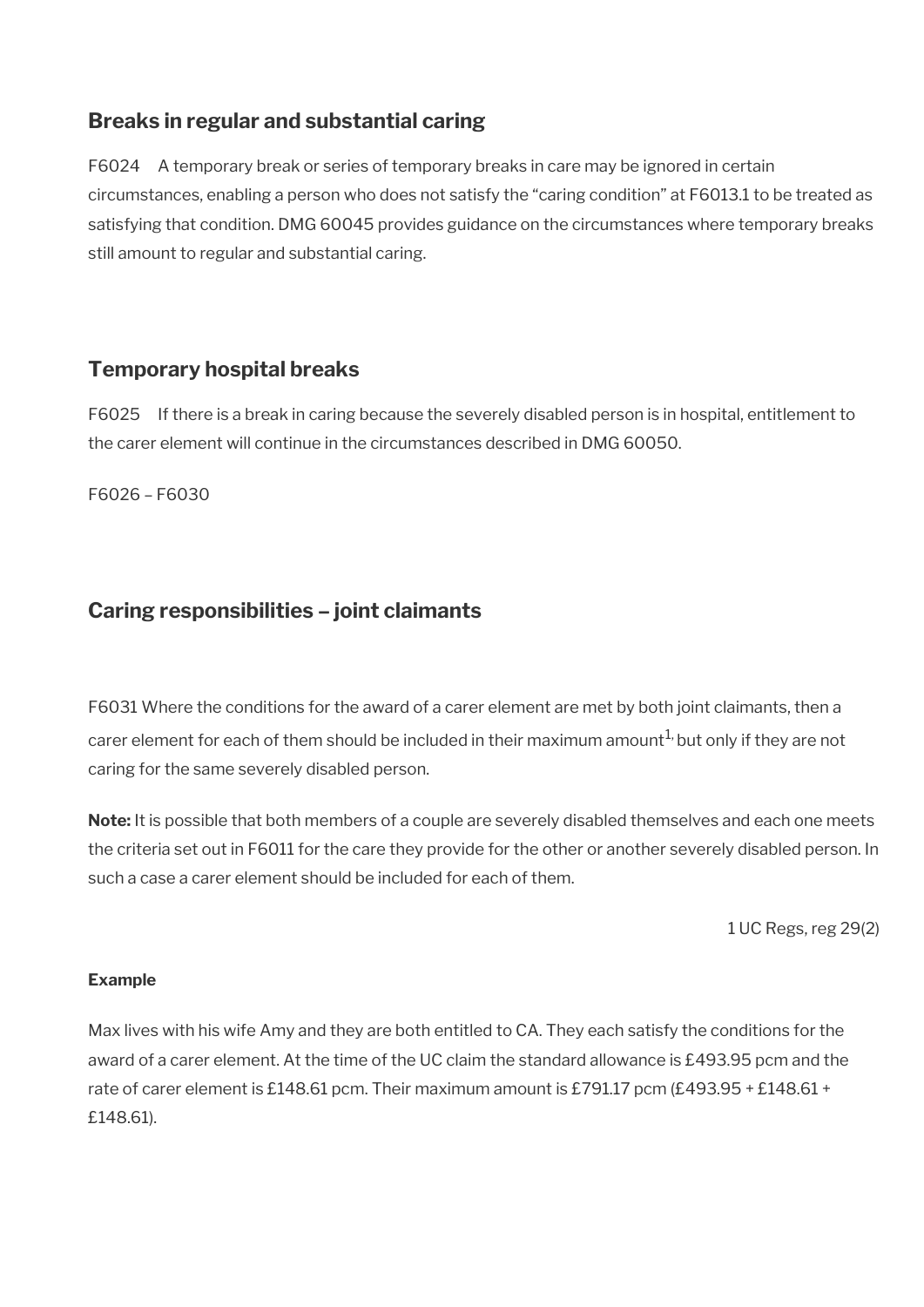## Breaks in regular and substantial caring

F6024 A temporary break or series of temporary breaks in care may be ignored in certain circumstances, enabling a person who does not satisfy the "caring condition" at F6013.1 to be treated as satisfying that condition. DMG 60045 provides guidance on the circumstances where temporary breaks still amount to regular and substantial caring.

## Temporary hospital breaks

F6025 If there is a break in caring because the severely disabled person is in hospital, entitlement to the carer element will continue in the circumstances described in DMG 60050.

F6026 – F6030

## Caring responsibilities – joint claimants

F6031 Where the conditions for the award of a carer element are met by both joint claimants, then a carer element for each of them should be included in their maximum amount[1], but only if they are not caring for the same severely disabled person.

**Note:** It is possible that both members of a couple are severely disabled themselves and each one meets the criteria set out in F6011 for the care they provide for the other or another severely disabled person. In such a case a carer element should be included for each of them.

1 UC Regs, reg 29(2)

**Example**

Max lives with his wife Amy and they are both entitled to CA. They each satisfy the conditions for the award of a carer element. At the time of the UC claim the standard allowance is £493.95 pcm and the rate of carer element is £148.61 pcm. Their maximum amount is £791.17 pcm (£493.95 + £148.61 + £148.61).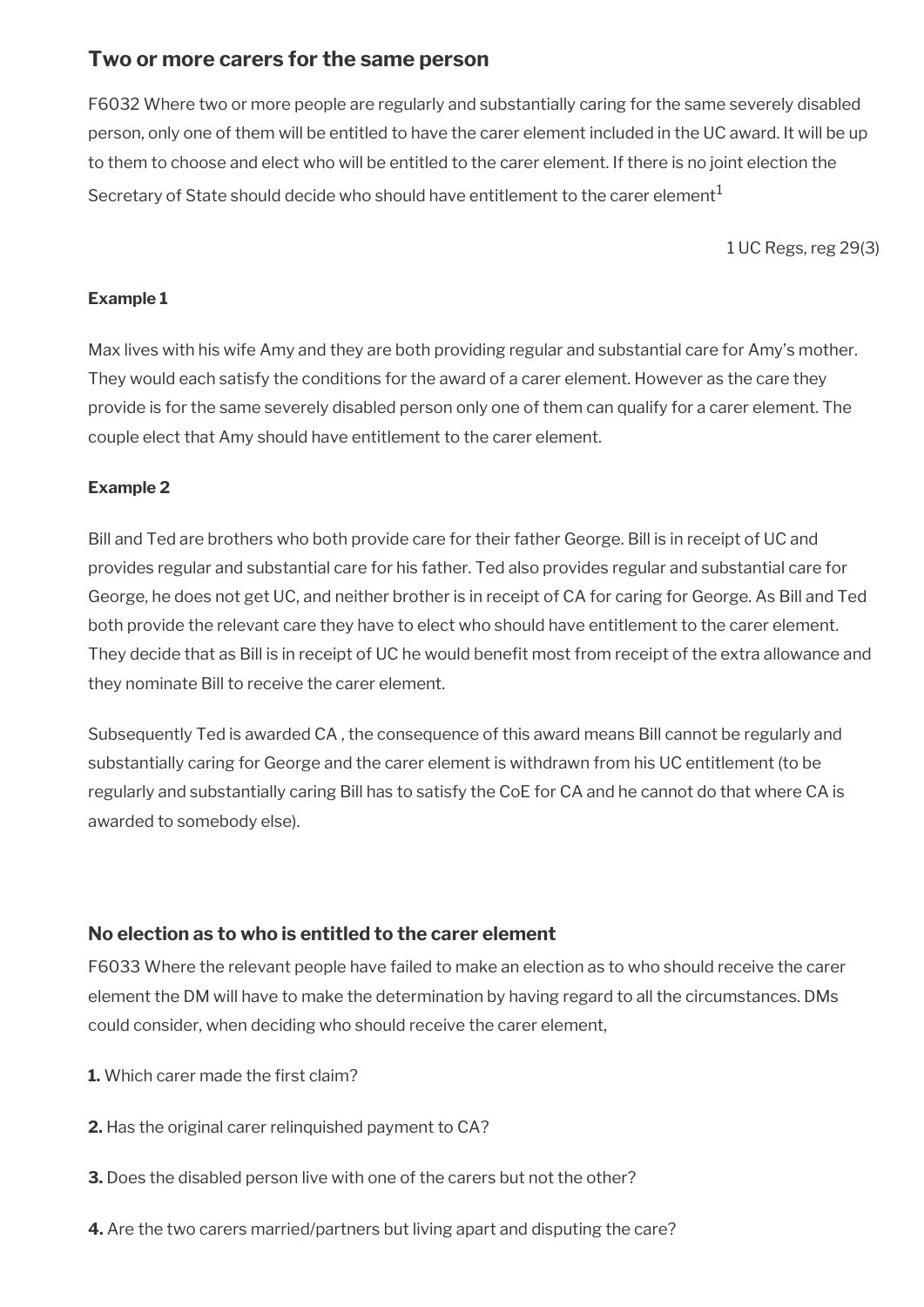## Two or more carers for the same person

F6032 Where two or more people are regularly and substantially caring for the same severely disabled person, only one of them will be entitled to have the carer element included in the UC award. It will be up to them to choose and elect who will be entitled to the carer element. If there is no joint election the Secretary of State should decide who should have entitlement to the carer element[1]

1 UC Regs, reg 29(3)

**Example 1**

Max lives with his wife Amy and they are both providing regular and substantial care for Amy's mother. They would each satisfy the conditions for the award of a carer element. However as the care they provide is for the same severely disabled person only one of them can qualify for a carer element. The couple elect that Amy should have entitlement to the carer element.

**Example 2**

Bill and Ted are brothers who both provide care for their father George. Bill is in receipt of UC and provides regular and substantial care for his father. Ted also provides regular and substantial care for George, he does not get UC, and neither brother is in receipt of CA for caring for George. As Bill and Ted both provide the relevant care they have to elect who should have entitlement to the carer element. They decide that as Bill is in receipt of UC he would benefit most from receipt of the extra allowance and they nominate Bill to receive the carer element.

Subsequently Ted is awarded CA , the consequence of this award means Bill cannot be regularly and substantially caring for George and the carer element is withdrawn from his UC entitlement (to be regularly and substantially caring Bill has to satisfy the CoE for CA and he cannot do that where CA is awarded to somebody else).

### No election as to who is entitled to the carer element

F6033 Where the relevant people have failed to make an election as to who should receive the carer element the DM will have to make the determination by having regard to all the circumstances. DMs could consider, when deciding who should receive the carer element,

**1.** Which carer made the first claim?

**2.** Has the original carer relinquished payment to CA?

**3.** Does the disabled person live with one of the carers but not the other?

**4.** Are the two carers married/partners but living apart and disputing the care?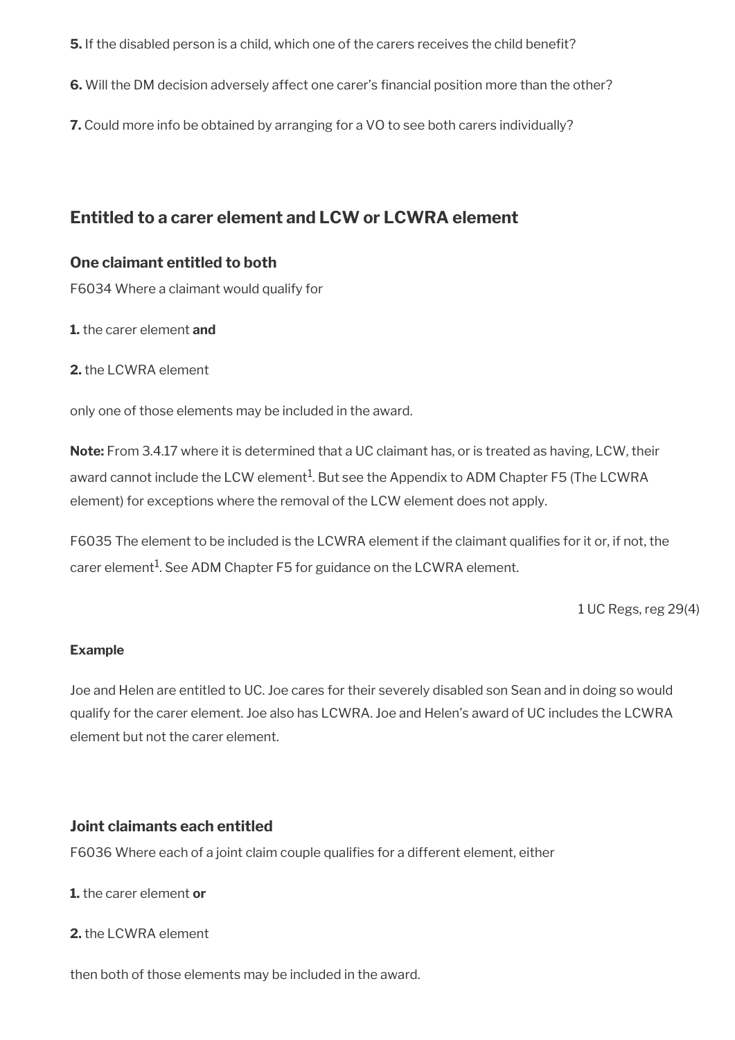**5.** If the disabled person is a child, which one of the carers receives the child benefit?

**6.** Will the DM decision adversely affect one carer's financial position more than the other?

**7.** Could more info be obtained by arranging for a VO to see both carers individually?

## Entitled to a carer element and LCW or LCWRA element

### One claimant entitled to both

F6034 Where a claimant would qualify for

**1.** the carer element **and**

**2.** the LCWRA element

only one of those elements may be included in the award.

**Note:** From 3.4.17 where it is determined that a UC claimant has, or is treated as having, LCW, their award cannot include the LCW element[1]. But see the Appendix to ADM Chapter F5 (The LCWRA element) for exceptions where the removal of the LCW element does not apply.

F6035 The element to be included is the LCWRA element if the claimant qualifies for it or, if not, the carer element[1]. See ADM Chapter F5 for guidance on the LCWRA element.

1 UC Regs, reg 29(4)

**Example**

Joe and Helen are entitled to UC. Joe cares for their severely disabled son Sean and in doing so would qualify for the carer element. Joe also has LCWRA. Joe and Helen's award of UC includes the LCWRA element but not the carer element.

### Joint claimants each entitled

F6036 Where each of a joint claim couple qualifies for a different element, either

**1.** the carer element **or**

**2.** the LCWRA element

then both of those elements may be included in the award.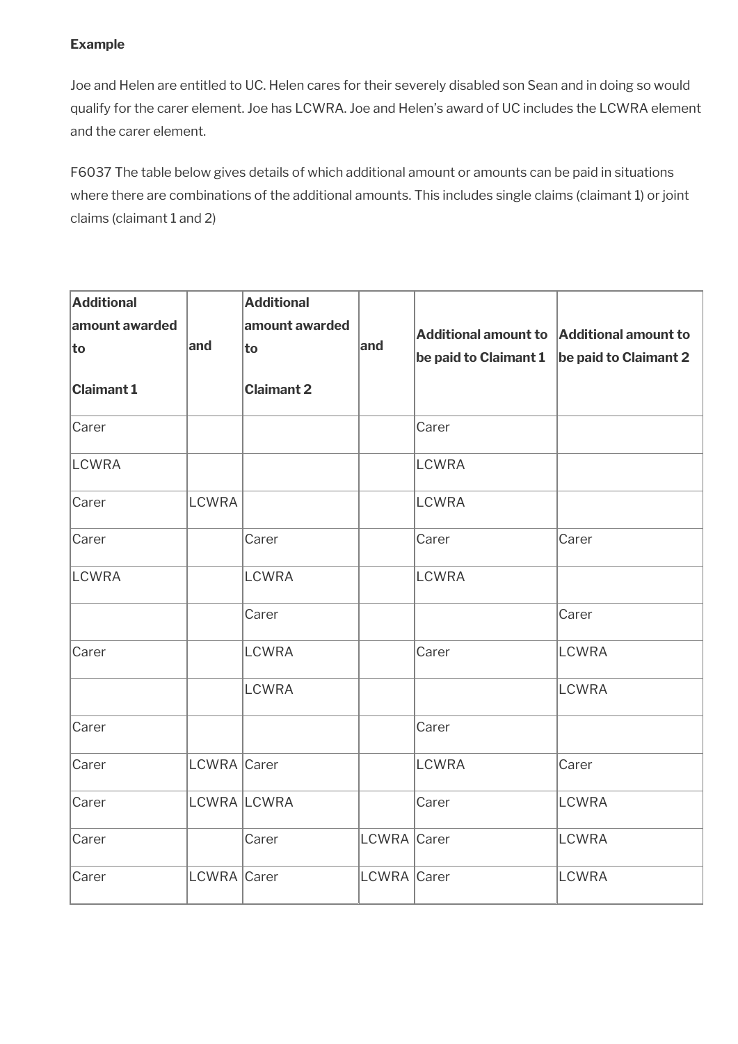**Example**

Joe and Helen are entitled to UC. Helen cares for their severely disabled son Sean and in doing so would qualify for the carer element. Joe has LCWRA. Joe and Helen's award of UC includes the LCWRA element and the carer element.

F6037 The table below gives details of which additional amount or amounts can be paid in situations where there are combinations of the additional amounts. This includes single claims (claimant 1) or joint claims (claimant 1 and 2)

| **Additional amount awarded to Claimant 1** | **and** | **Additional amount awarded to Claimant 2** | **and** | **Additional amount to be paid to Claimant 1** | **Additional amount to be paid to Claimant 2** |
|---|---|---|---|---|---|
| Carer | | | | Carer | |
| LCWRA | | | | LCWRA | |
| Carer | LCWRA | | | LCWRA | |
| Carer | | Carer | | Carer | Carer |
| LCWRA | | LCWRA | | LCWRA | |
| | | Carer | | | Carer |
| Carer | | LCWRA | | Carer | LCWRA |
| | | LCWRA | | | LCWRA |
| Carer | | | | Carer | |
| Carer | LCWRA | Carer | | LCWRA | Carer |
| Carer | LCWRA | LCWRA | | Carer | LCWRA |
| Carer | | Carer | LCWRA | Carer | LCWRA |
| Carer | LCWRA | Carer | LCWRA | Carer | LCWRA |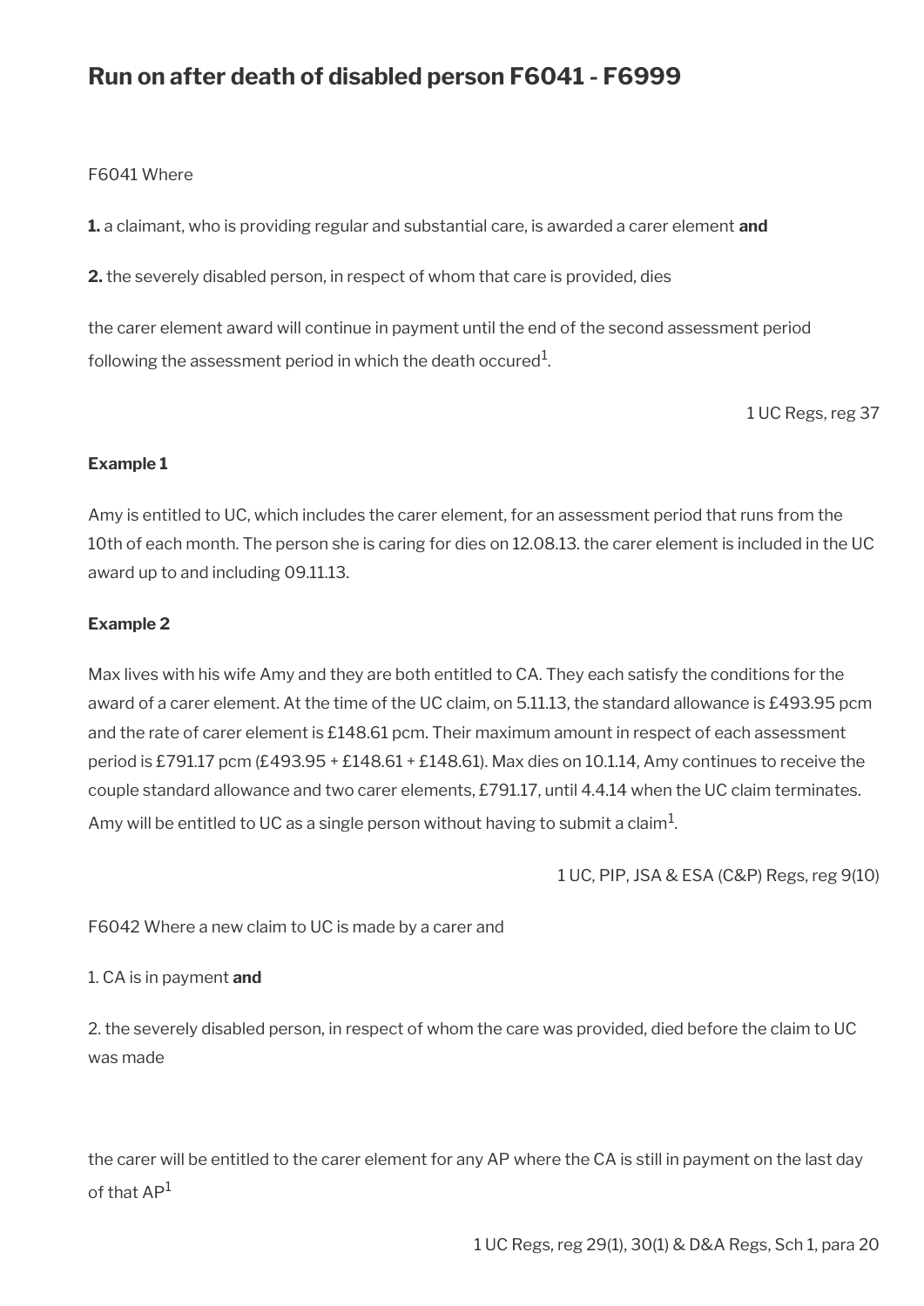## Run on after death of disabled person F6041 - F6999

F6041 Where

**1.** a claimant, who is providing regular and substantial care, is awarded a carer element **and**

**2.** the severely disabled person, in respect of whom that care is provided, dies

the carer element award will continue in payment until the end of the second assessment period following the assessment period in which the death occured[1].

1 UC Regs, reg 37

**Example 1**

Amy is entitled to UC, which includes the carer element, for an assessment period that runs from the 10th of each month. The person she is caring for dies on 12.08.13. the carer element is included in the UC award up to and including 09.11.13.

**Example 2**

Max lives with his wife Amy and they are both entitled to CA. They each satisfy the conditions for the award of a carer element. At the time of the UC claim, on 5.11.13, the standard allowance is £493.95 pcm and the rate of carer element is £148.61 pcm. Their maximum amount in respect of each assessment period is £791.17 pcm (£493.95 + £148.61 + £148.61). Max dies on 10.1.14, Amy continues to receive the couple standard allowance and two carer elements, £791.17, until 4.4.14 when the UC claim terminates. Amy will be entitled to UC as a single person without having to submit a claim[1].

1 UC, PIP, JSA & ESA (C&P) Regs, reg 9(10)

F6042 Where a new claim to UC is made by a carer and

1. CA is in payment **and**

2. the severely disabled person, in respect of whom the care was provided, died before the claim to UC was made

the carer will be entitled to the carer element for any AP where the CA is still in payment on the last day of that AP[1]

1 UC Regs, reg 29(1), 30(1) & D&A Regs, Sch 1, para 20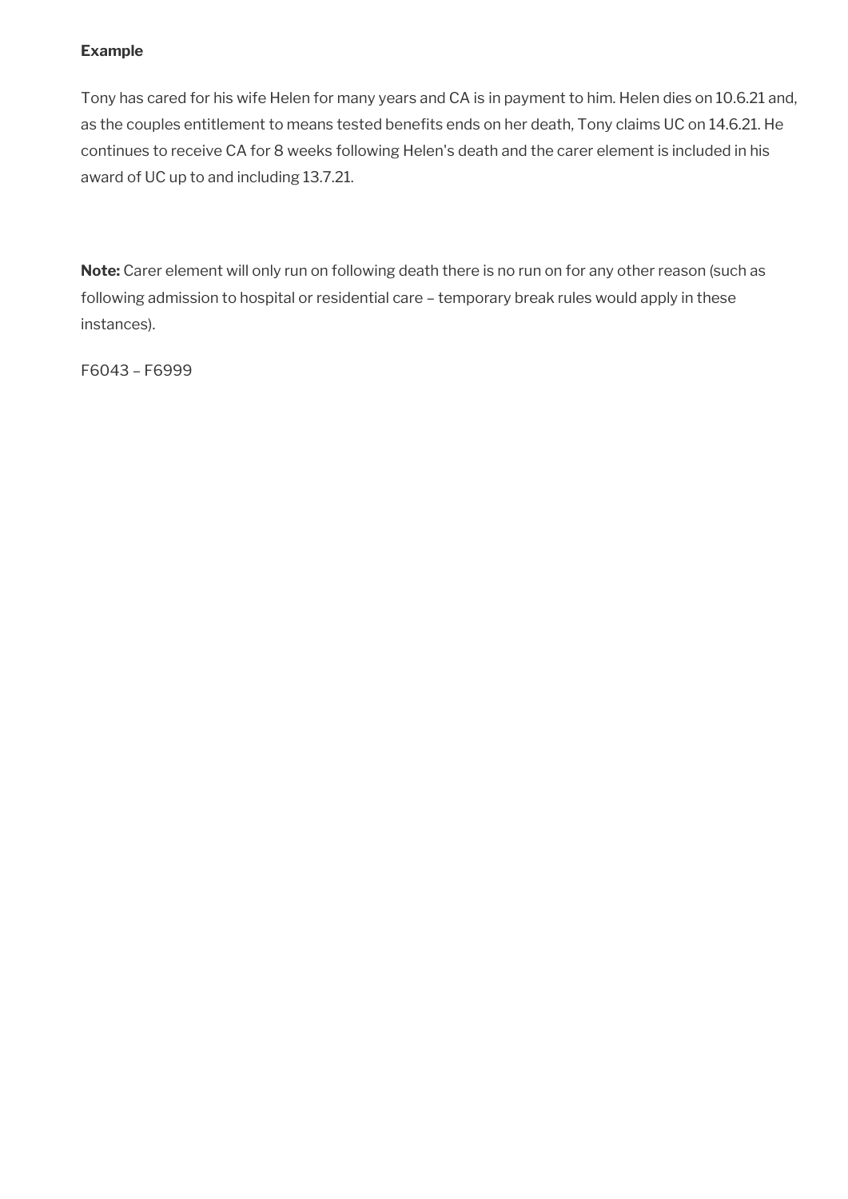**Example**

Tony has cared for his wife Helen for many years and CA is in payment to him. Helen dies on 10.6.21 and, as the couples entitlement to means tested benefits ends on her death, Tony claims UC on 14.6.21. He continues to receive CA for 8 weeks following Helen's death and the carer element is included in his award of UC up to and including 13.7.21.

**Note:** Carer element will only run on following death there is no run on for any other reason (such as following admission to hospital or residential care – temporary break rules would apply in these instances).

F6043 – F6999